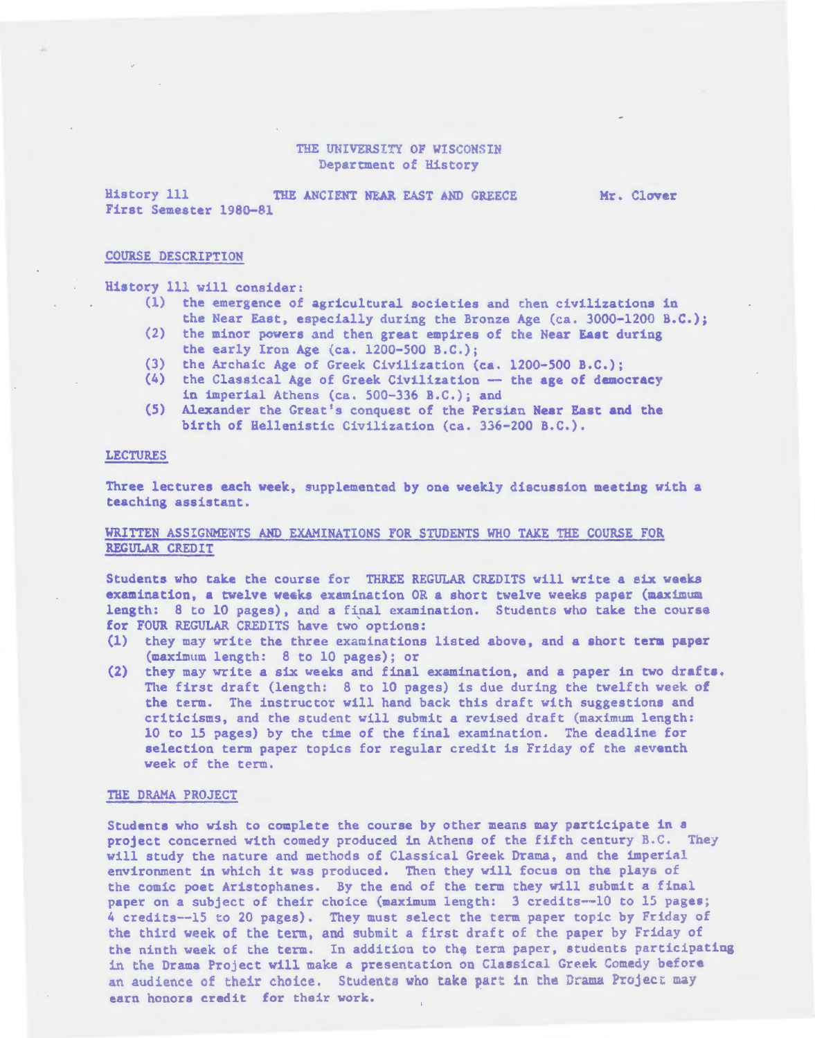THE UNIVERSITY OF WISCONSIN
Department of History

History 111 THE ANCIENT NEAR EAST AND GREECE Mr. Clover
First Semester 1980-81

## COURSE DESCRIPTION

History 111 will consider:

(1) the emergence of agricultural societies and then civilizations in the Near East, especially during the Bronze Age (ca. 3000-1200 B.C.);
(2) the minor powers and then great empires of the Near East during the early Iron Age (ca. 1200-500 B.C.);
(3) the Archaic Age of Greek Civilization (ca. 1200-500 B.C.);
(4) the Classical Age of Greek Civilization — the age of democracy in imperial Athens (ca. 500-336 B.C.); and
(5) Alexander the Great's conquest of the Persian Near East and the birth of Hellenistic Civilization (ca. 336-200 B.C.).

## LECTURES

Three lectures each week, supplemented by one weekly discussion meeting with a teaching assistant.

## WRITTEN ASSIGNMENTS AND EXAMINATIONS FOR STUDENTS WHO TAKE THE COURSE FOR REGULAR CREDIT

Students who take the course for THREE REGULAR CREDITS will write a six weeks examination, a twelve weeks examination OR a short twelve weeks paper (maximum length: 8 to 10 pages), and a final examination. Students who take the course for FOUR REGULAR CREDITS have two options:

(1) they may write the three examinations listed above, and a short term paper (maximum length: 8 to 10 pages); or
(2) they may write a six weeks and final examination, and a paper in two drafts. The first draft (length: 8 to 10 pages) is due during the twelfth week of the term. The instructor will hand back this draft with suggestions and criticisms, and the student will submit a revised draft (maximum length: 10 to 15 pages) by the time of the final examination. The deadline for selection term paper topics for regular credit is Friday of the seventh week of the term.

## THE DRAMA PROJECT

Students who wish to complete the course by other means may participate in a project concerned with comedy produced in Athens of the fifth century B.C. They will study the nature and methods of Classical Greek Drama, and the imperial environment in which it was produced. Then they will focus on the plays of the comic poet Aristophanes. By the end of the term they will submit a final paper on a subject of their choice (maximum length: 3 credits--10 to 15 pages; 4 credits--15 to 20 pages). They must select the term paper topic by Friday of the third week of the term, and submit a first draft of the paper by Friday of the ninth week of the term. In addition to the term paper, students participating in the Drama Project will make a presentation on Classical Greek Comedy before an audience of their choice. Students who take part in the Drama Project may earn honors credit for their work.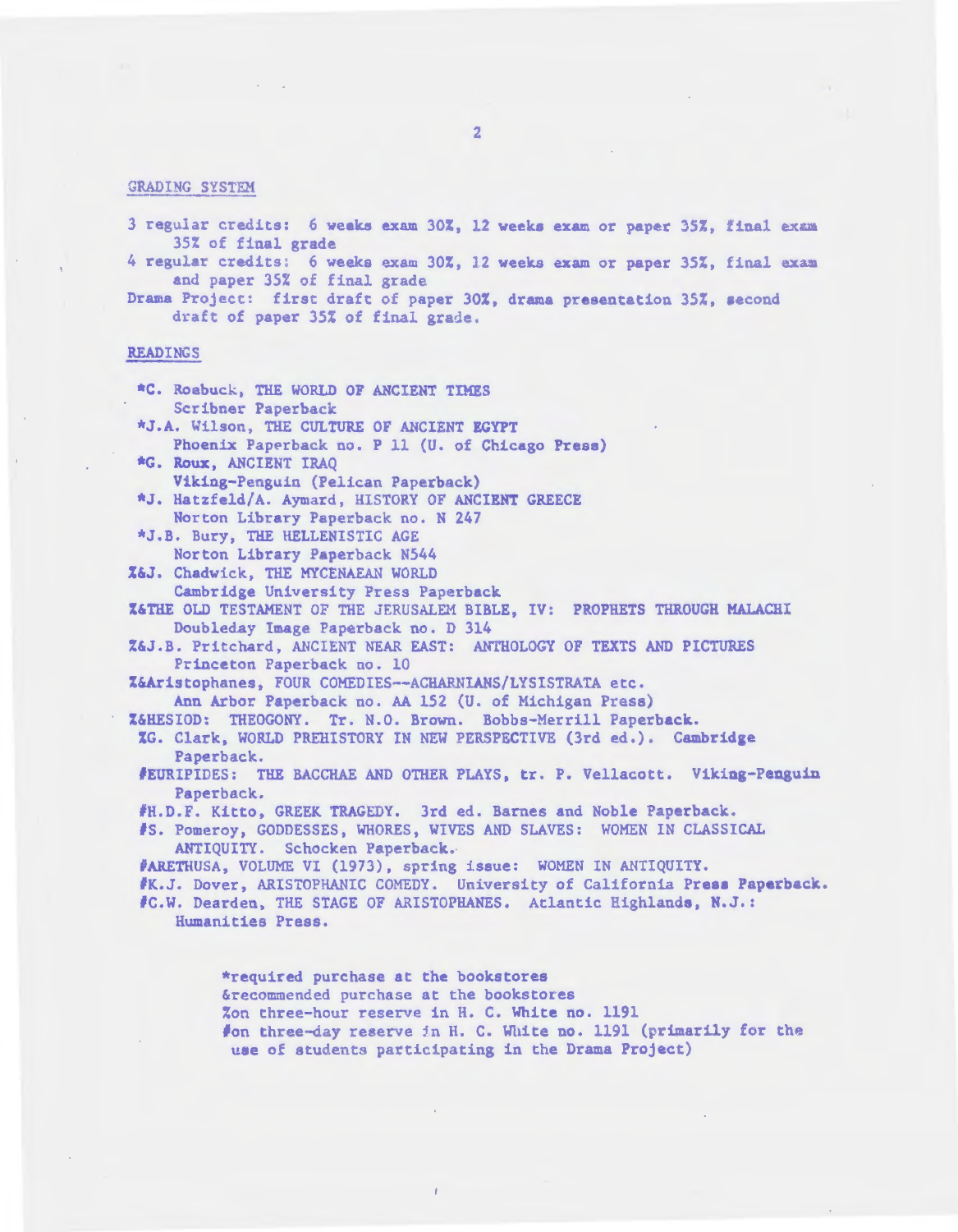## GRADING SYSTEM

3 regular credits: 6 weeks exam 30%, 12 weeks exam or paper 35%, final exam 35% of final grade

4 regular credits: 6 weeks exam 30%, 12 weeks exam or paper 35%, final exam and paper 35% of final grade

Drama Project: first draft of paper 30%, drama presentation 35%, second draft of paper 35% of final grade.

## READINGS

*C. Roebuck, THE WORLD OF ANCIENT TIMES
Scribner Paperback

*J.A. Wilson, THE CULTURE OF ANCIENT EGYPT
Phoenix Paperback no. P 11 (U. of Chicago Press)

*G. Roux, ANCIENT IRAQ
Viking-Penguin (Pelican Paperback)

*J. Hatzfeld/A. Aymard, HISTORY OF ANCIENT GREECE
Norton Library Paperback no. N 247

*J.B. Bury, THE HELLENISTIC AGE
Norton Library Paperback N544

%&J. Chadwick, THE MYCENAEAN WORLD
Cambridge University Press Paperback

%&THE OLD TESTAMENT OF THE JERUSALEM BIBLE, IV: PROPHETS THROUGH MALACHI
Doubleday Image Paperback no. D 314

%&J.B. Pritchard, ANCIENT NEAR EAST: ANTHOLOGY OF TEXTS AND PICTURES
Princeton Paperback no. 10

%&Aristophanes, FOUR COMEDIES--ACHARNIANS/LYSISTRATA etc.
Ann Arbor Paperback no. AA 152 (U. of Michigan Press)

%&HESIOD: THEOGONY. Tr. N.O. Brown. Bobbs-Merrill Paperback.

%G. Clark, WORLD PREHISTORY IN NEW PERSPECTIVE (3rd ed.). Cambridge Paperback.

#EURIPIDES: THE BACCHAE AND OTHER PLAYS, tr. P. Vellacott. Viking-Penguin Paperback.

#H.D.F. Kitto, GREEK TRAGEDY. 3rd ed. Barnes and Noble Paperback.

#S. Pomeroy, GODDESSES, WHORES, WIVES AND SLAVES: WOMEN IN CLASSICAL ANTIQUITY. Schocken Paperback.

#ARETHUSA, VOLUME VI (1973), spring issue: WOMEN IN ANTIQUITY.

#K.J. Dover, ARISTOPHANIC COMEDY. University of California Press Paperback.

#C.W. Dearden, THE STAGE OF ARISTOPHANES. Atlantic Highlands, N.J.: Humanities Press.

*required purchase at the bookstores
&recommended purchase at the bookstores
%on three-hour reserve in H. C. White no. 1191
#on three-day reserve in H. C. White no. 1191 (primarily for the use of students participating in the Drama Project)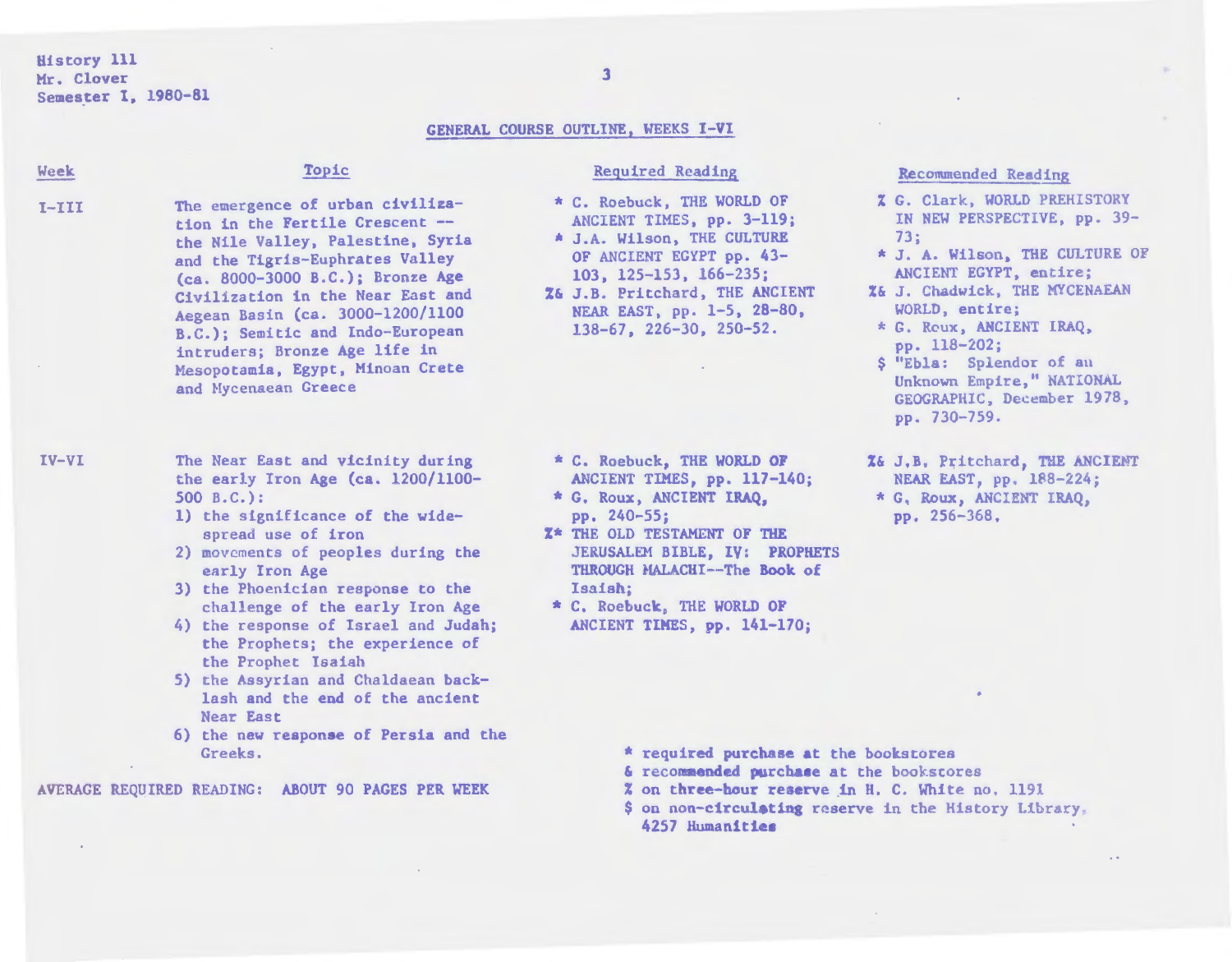History 111
Mr. Clover
Semester I, 1980-81

## GENERAL COURSE OUTLINE, WEEKS I-VI

| Week | Topic | Required Reading | Recommended Reading |
|---|---|---|---|
| I-III | The emergence of urban civilization in the Fertile Crescent -- the Nile Valley, Palestine, Syria and the Tigris-Euphrates Valley (ca. 8000-3000 B.C.); Bronze Age Civilization in the Near East and Aegean Basin (ca. 3000-1200/1100 B.C.); Semitic and Indo-European intruders; Bronze Age life in Mesopotamia, Egypt, Minoan Crete and Mycenaean Greece | * C. Roebuck, THE WORLD OF ANCIENT TIMES, pp. 3-119;<br>* J.A. Wilson, THE CULTURE OF ANCIENT EGYPT pp. 43-103, 125-153, 166-235;<br>%& J.B. Pritchard, THE ANCIENT NEAR EAST, pp. 1-5, 28-80, 138-67, 226-30, 250-52. | % G. Clark, WORLD PREHISTORY IN NEW PERSPECTIVE, pp. 39-73;<br>* J. A. Wilson, THE CULTURE OF ANCIENT EGYPT, entire;<br>%& J. Chadwick, THE MYCENAEAN WORLD, entire;<br>* G. Roux, ANCIENT IRAQ, pp. 118-202;<br>$ "Ebla: Splendor of an Unknown Empire," NATIONAL GEOGRAPHIC, December 1978, pp. 730-759. |
| IV-VI | The Near East and vicinity during the early Iron Age (ca. 1200/1100-500 B.C.):<br>1) the significance of the widespread use of iron<br>2) movements of peoples during the early Iron Age<br>3) the Phoenician response to the challenge of the early Iron Age<br>4) the response of Israel and Judah; the Prophets; the experience of the Prophet Isaiah<br>5) the Assyrian and Chaldaean backlash and the end of the ancient Near East<br>6) the new response of Persia and the Greeks. | * C. Roebuck, THE WORLD OF ANCIENT TIMES, pp. 117-140;<br>* G. Roux, ANCIENT IRAQ, pp. 240-55;<br>%* THE OLD TESTAMENT OF THE JERUSALEM BIBLE, IV: PROPHETS THROUGH MALACHI--The Book of Isaiah;<br>* C. Roebuck, THE WORLD OF ANCIENT TIMES, pp. 141-170; | %& J.B. Pritchard, THE ANCIENT NEAR EAST, pp. 188-224;<br>* G. Roux, ANCIENT IRAQ, pp. 256-368. |

AVERAGE REQUIRED READING: ABOUT 90 PAGES PER WEEK

\* required purchase at the bookstores
& recommended purchase at the bookstores
% on three-hour reserve in H. C. White no. 1191
$ on non-circulating reserve in the History Library, 4257 Humanities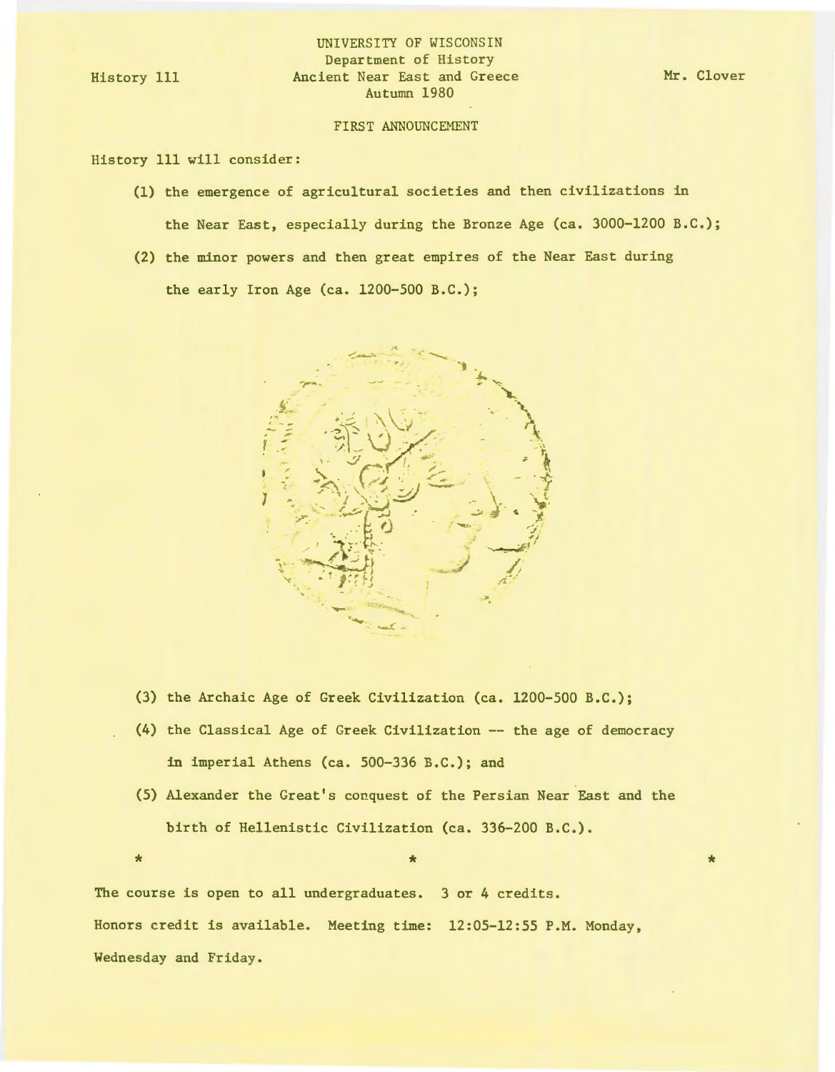History 111

UNIVERSITY OF WISCONSIN
Department of History
Ancient Near East and Greece
Autumn 1980

Mr. Clover

FIRST ANNOUNCEMENT

History 111 will consider:

(1) the emergence of agricultural societies and then civilizations in the Near East, especially during the Bronze Age (ca. 3000-1200 B.C.);

(2) the minor powers and then great empires of the Near East during the early Iron Age (ca. 1200-500 B.C.);

(3) the Archaic Age of Greek Civilization (ca. 1200-500 B.C.);

(4) the Classical Age of Greek Civilization -- the age of democracy in imperial Athens (ca. 500-336 B.C.); and

(5) Alexander the Great's conquest of the Persian Near East and the birth of Hellenistic Civilization (ca. 336-200 B.C.).

\*     \*     \*

The course is open to all undergraduates. 3 or 4 credits.
Honors credit is available. Meeting time: 12:05-12:55 P.M. Monday, Wednesday and Friday.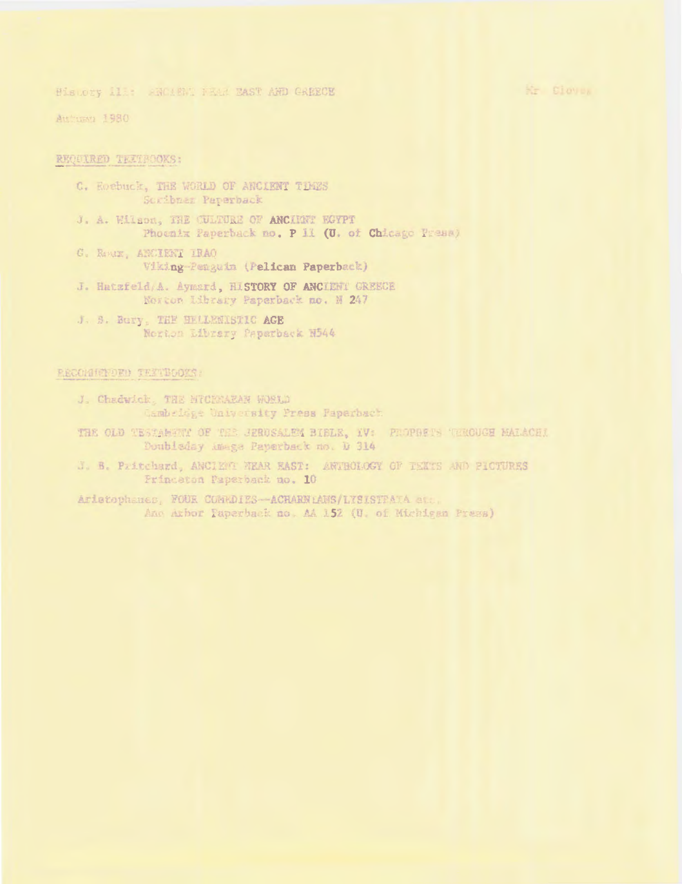History 111: ANCIENT NEAR EAST AND GREECE — Mr. Clover

Autumn 1980

REQUIRED TEXTBOOKS:

- C. Roebuck, THE WORLD OF ANCIENT TIMES
  Scribner Paperback
- J. A. Wilson, THE CULTURE OF ANCIENT EGYPT
  Phoenix Paperback no. P 11 (U. of Chicago Press)
- G. Roux, ANCIENT IRAQ
  Viking-Penguin (Pelican Paperback)
- J. Hatzfeld/A. Aymard, HISTORY OF ANCIENT GREECE
  Norton Library Paperback no. N 247
- J. B. Bury, THE HELLENISTIC AGE
  Norton Library Paperback N544

RECOMMENDED TEXTBOOKS:

- J. Chadwick, THE MYCENAEAN WORLD
  Cambridge University Press Paperback
- THE OLD TESTAMENT OF THE JERUSALEM BIBLE, IV: PROPHETS THROUGH MALACHI
  Doubleday Image Paperback no. D 314
- J. B. Pritchard, ANCIENT NEAR EAST: ANTHOLOGY OF TEXTS AND PICTURES
  Princeton Paperback no. 10
- Aristophanes, FOUR COMEDIES--ACHARNIANS/LYSISTRATA etc.
  Ann Arbor Paperback no. AA 152 (U. of Michigan Press)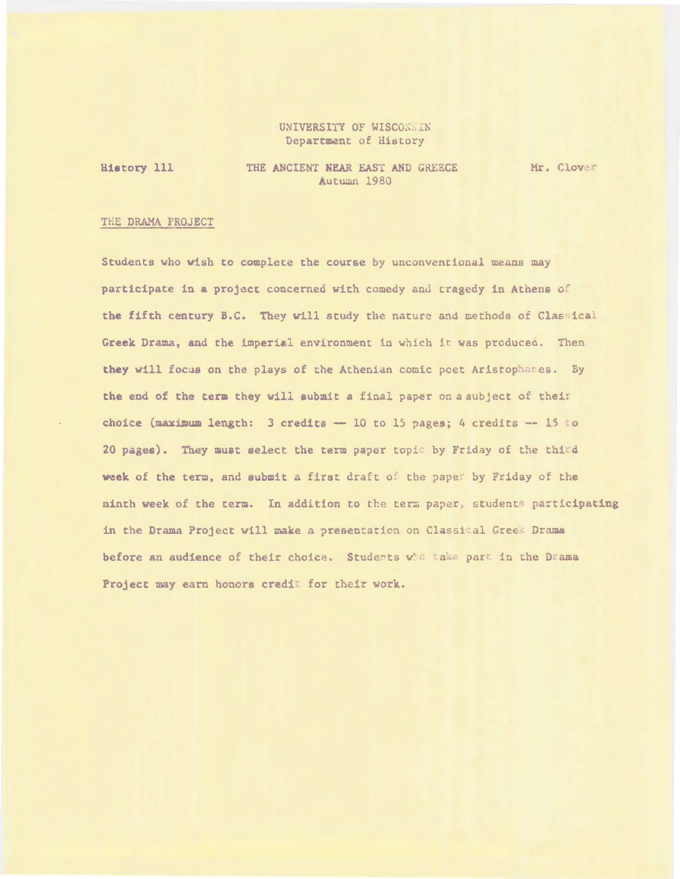UNIVERSITY OF WISCONSIN
Department of History

History 111 THE ANCIENT NEAR EAST AND GREECE Mr. Clover
Autumn 1980

THE DRAMA PROJECT

Students who wish to complete the course by unconventional means may participate in a project concerned with comedy and tragedy in Athens of the fifth century B.C. They will study the nature and methods of Classical Greek Drama, and the imperial environment in which it was produced. Then they will focus on the plays of the Athenian comic poet Aristophanes. By the end of the term they will submit a final paper on a subject of their choice (maximum length: 3 credits -- 10 to 15 pages; 4 credits -- 15 to 20 pages). They must select the term paper topic by Friday of the third week of the term, and submit a first draft of the paper by Friday of the ninth week of the term. In addition to the term paper, students participating in the Drama Project will make a presentation on Classical Greek Drama before an audience of their choice. Students who take part in the Drama Project may earn honors credit for their work.